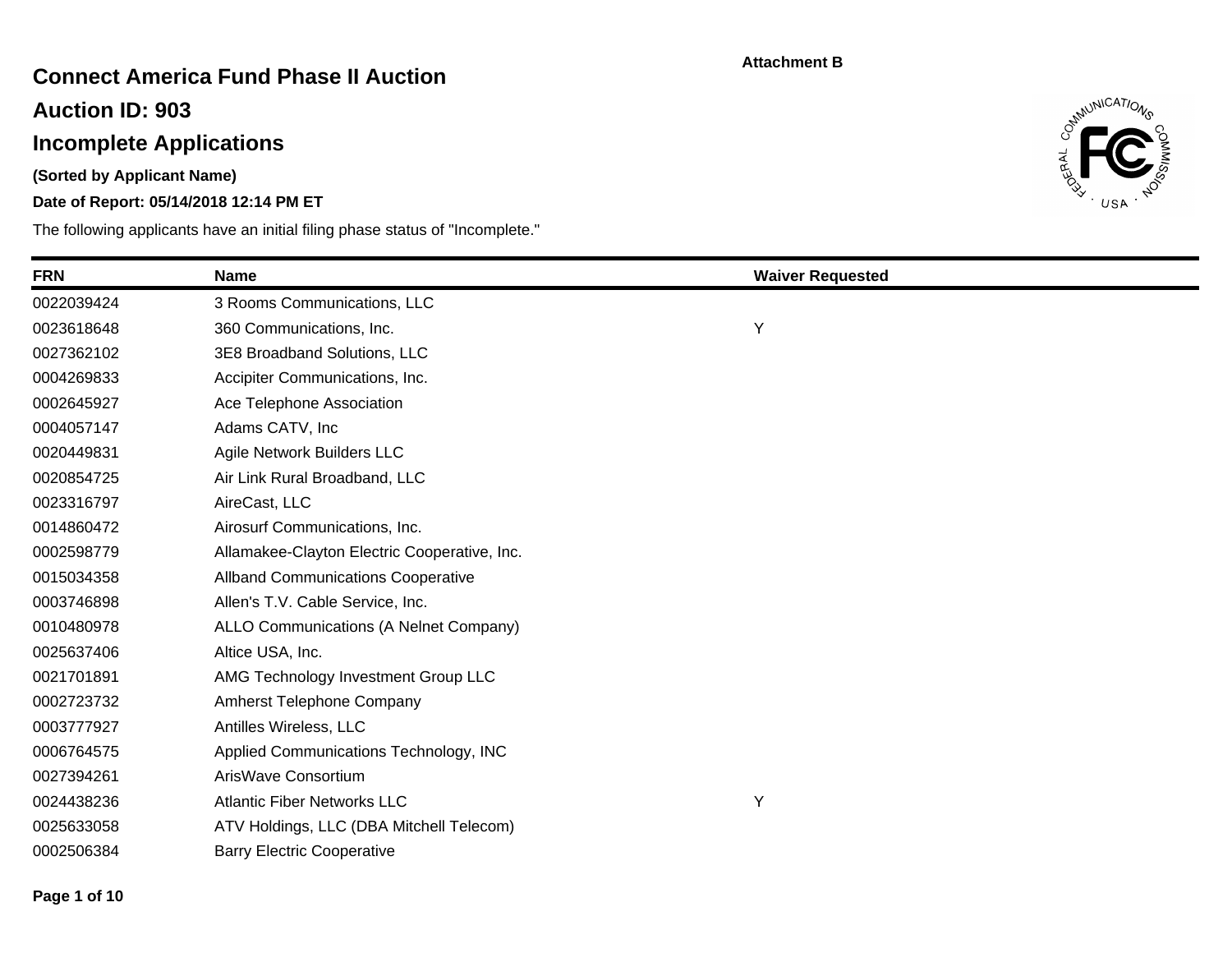Attachment B

# Connect America Fund Phase II Auction

## Auction ID: 903

## Incomplete Applications

**(Sorted by Applicant Name)**

**Date of Report: 05/14/2018 12:14 PM ET**

The following applicants have an initial filing phase status of "Incomplete."

| FRN | Name | Waiver Requested |
|---|---|---|
| 0022039424 | 3 Rooms Communications, LLC | |
| 0023618648 | 360 Communications, Inc. | Y |
| 0027362102 | 3E8 Broadband Solutions, LLC | |
| 0004269833 | Accipiter Communications, Inc. | |
| 0002645927 | Ace Telephone Association | |
| 0004057147 | Adams CATV, Inc | |
| 0020449831 | Agile Network Builders LLC | |
| 0020854725 | Air Link Rural Broadband, LLC | |
| 0023316797 | AireCast, LLC | |
| 0014860472 | Airosurf Communications, Inc. | |
| 0002598779 | Allamakee-Clayton Electric Cooperative, Inc. | |
| 0015034358 | Allband Communications Cooperative | |
| 0003746898 | Allen's T.V. Cable Service, Inc. | |
| 0010480978 | ALLO Communications (A Nelnet Company) | |
| 0025637406 | Altice USA, Inc. | |
| 0021701891 | AMG Technology Investment Group LLC | |
| 0002723732 | Amherst Telephone Company | |
| 0003777927 | Antilles Wireless, LLC | |
| 0006764575 | Applied Communications Technology, INC | |
| 0027394261 | ArisWave Consortium | |
| 0024438236 | Atlantic Fiber Networks LLC | Y |
| 0025633058 | ATV Holdings, LLC (DBA Mitchell Telecom) | |
| 0002506384 | Barry Electric Cooperative | |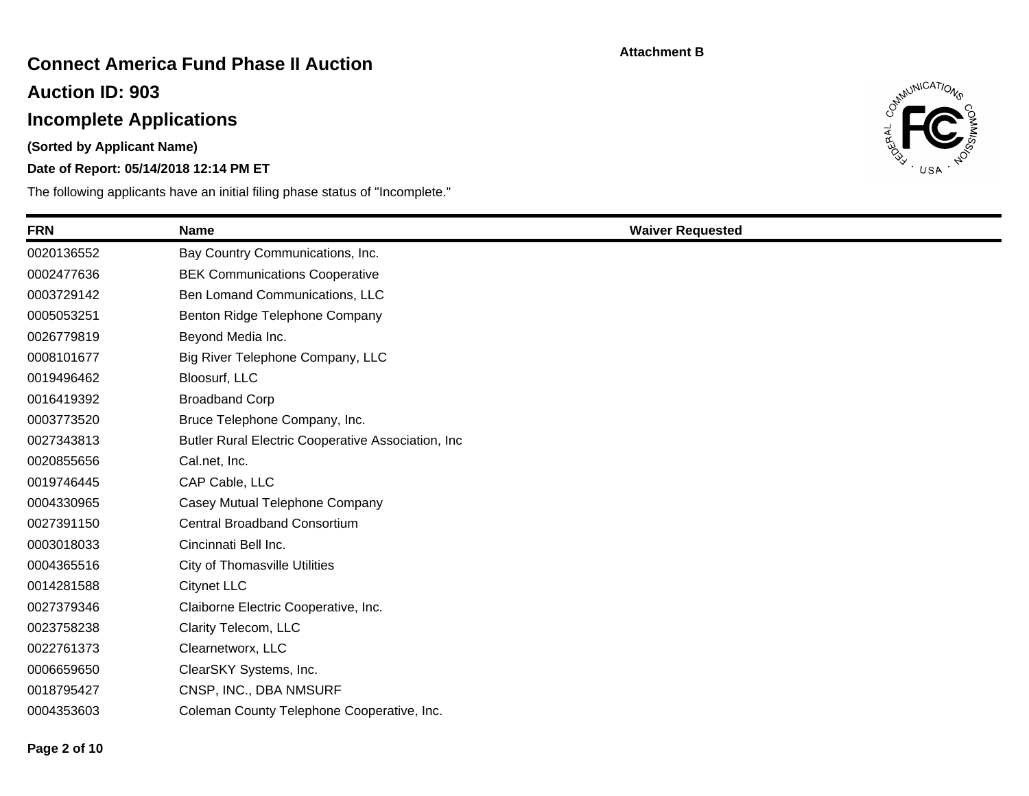**Attachment B**

# Connect America Fund Phase II Auction

## Auction ID: 903

## Incomplete Applications

**(Sorted by Applicant Name)**

**Date of Report: 05/14/2018 12:14 PM ET**

The following applicants have an initial filing phase status of "Incomplete."

| FRN | Name | Waiver Requested |
|---|---|---|
| 0020136552 | Bay Country Communications, Inc. | |
| 0002477636 | BEK Communications Cooperative | |
| 0003729142 | Ben Lomand Communications, LLC | |
| 0005053251 | Benton Ridge Telephone Company | |
| 0026779819 | Beyond Media Inc. | |
| 0008101677 | Big River Telephone Company, LLC | |
| 0019496462 | Bloosurf, LLC | |
| 0016419392 | Broadband Corp | |
| 0003773520 | Bruce Telephone Company, Inc. | |
| 0027343813 | Butler Rural Electric Cooperative Association, Inc | |
| 0020855656 | Cal.net, Inc. | |
| 0019746445 | CAP Cable, LLC | |
| 0004330965 | Casey Mutual Telephone Company | |
| 0027391150 | Central Broadband Consortium | |
| 0003018033 | Cincinnati Bell Inc. | |
| 0004365516 | City of Thomasville Utilities | |
| 0014281588 | Citynet LLC | |
| 0027379346 | Claiborne Electric Cooperative, Inc. | |
| 0023758238 | Clarity Telecom, LLC | |
| 0022761373 | Clearnetworx, LLC | |
| 0006659650 | ClearSKY Systems, Inc. | |
| 0018795427 | CNSP, INC., DBA NMSURF | |
| 0004353603 | Coleman County Telephone Cooperative, Inc. | |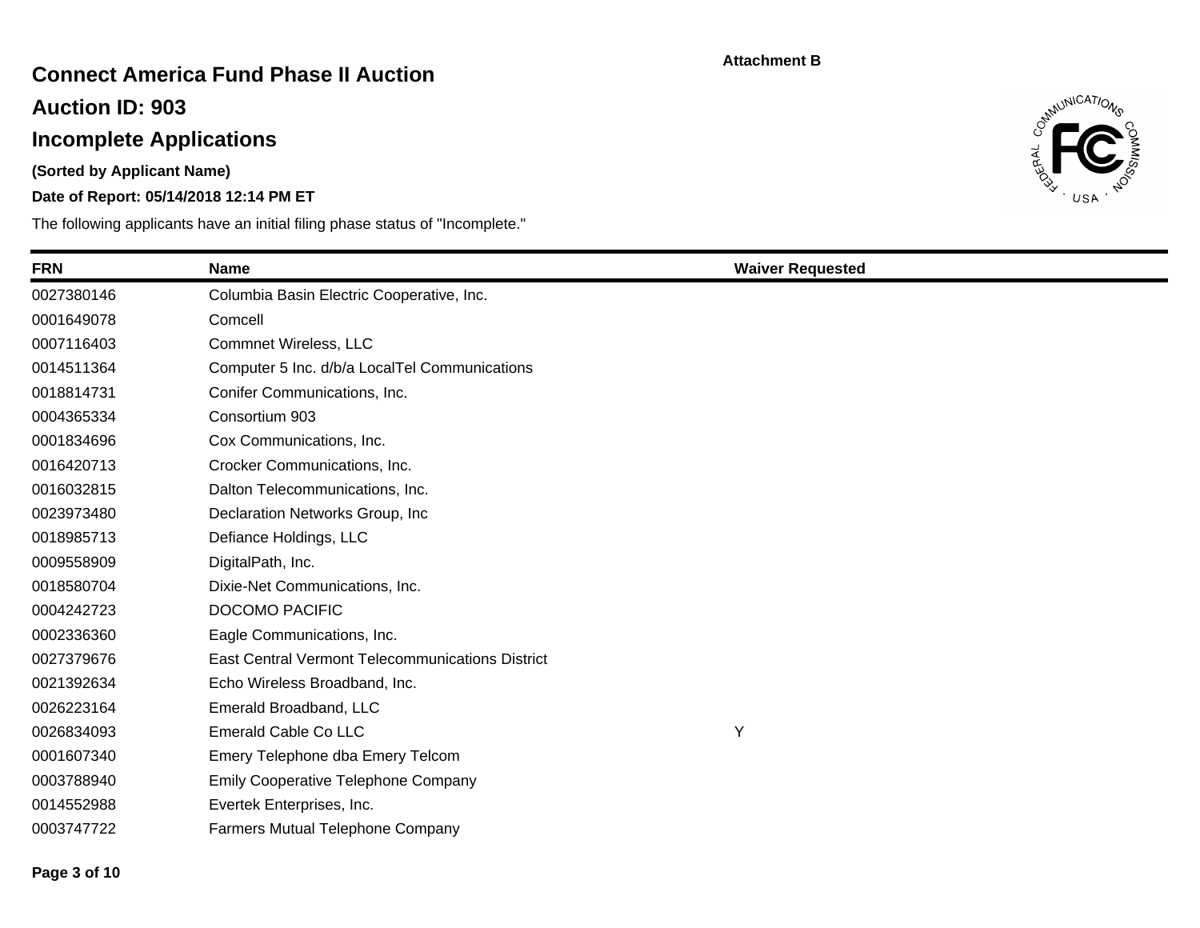Attachment B

# Connect America Fund Phase II Auction

## Auction ID: 903

## Incomplete Applications

**(Sorted by Applicant Name)**

**Date of Report: 05/14/2018 12:14 PM ET**

The following applicants have an initial filing phase status of "Incomplete."

| FRN | Name | Waiver Requested |
|---|---|---|
| 0027380146 | Columbia Basin Electric Cooperative, Inc. | |
| 0001649078 | Comcell | |
| 0007116403 | Commnet Wireless, LLC | |
| 0014511364 | Computer 5 Inc. d/b/a LocalTel Communications | |
| 0018814731 | Conifer Communications, Inc. | |
| 0004365334 | Consortium 903 | |
| 0001834696 | Cox Communications, Inc. | |
| 0016420713 | Crocker Communications, Inc. | |
| 0016032815 | Dalton Telecommunications, Inc. | |
| 0023973480 | Declaration Networks Group, Inc | |
| 0018985713 | Defiance Holdings, LLC | |
| 0009558909 | DigitalPath, Inc. | |
| 0018580704 | Dixie-Net Communications, Inc. | |
| 0004242723 | DOCOMO PACIFIC | |
| 0002336360 | Eagle Communications, Inc. | |
| 0027379676 | East Central Vermont Telecommunications District | |
| 0021392634 | Echo Wireless Broadband, Inc. | |
| 0026223164 | Emerald Broadband, LLC | |
| 0026834093 | Emerald Cable Co LLC | Y |
| 0001607340 | Emery Telephone dba Emery Telcom | |
| 0003788940 | Emily Cooperative Telephone Company | |
| 0014552988 | Evertek Enterprises, Inc. | |
| 0003747722 | Farmers Mutual Telephone Company | |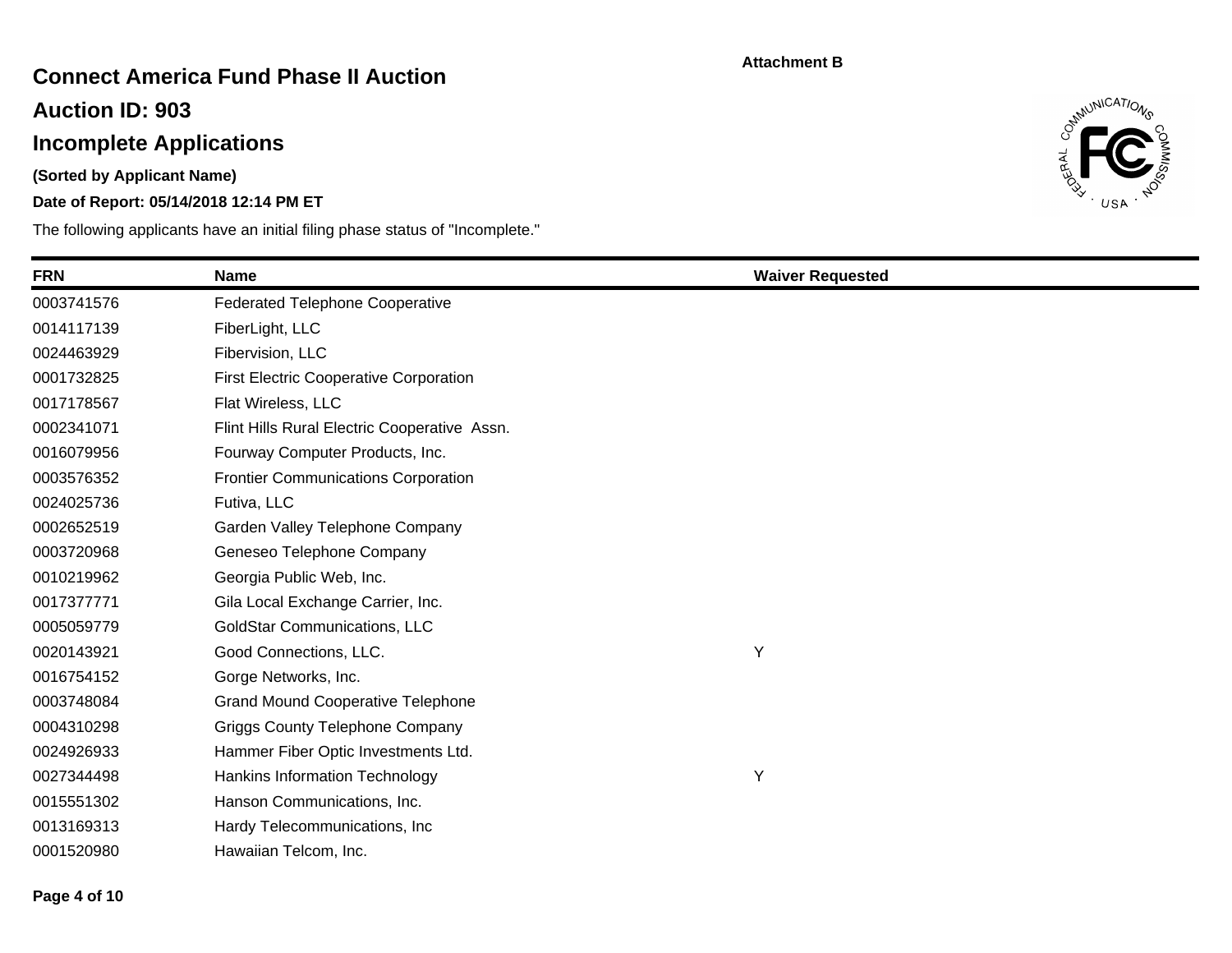Attachment B

# Connect America Fund Phase II Auction

## Auction ID: 903

## Incomplete Applications

**(Sorted by Applicant Name)**

**Date of Report: 05/14/2018 12:14 PM ET**

The following applicants have an initial filing phase status of "Incomplete."

| FRN | Name | Waiver Requested |
|---|---|---|
| 0003741576 | Federated Telephone Cooperative | |
| 0014117139 | FiberLight, LLC | |
| 0024463929 | Fibervision, LLC | |
| 0001732825 | First Electric Cooperative Corporation | |
| 0017178567 | Flat Wireless, LLC | |
| 0002341071 | Flint Hills Rural Electric Cooperative Assn. | |
| 0016079956 | Fourway Computer Products, Inc. | |
| 0003576352 | Frontier Communications Corporation | |
| 0024025736 | Futiva, LLC | |
| 0002652519 | Garden Valley Telephone Company | |
| 0003720968 | Geneseo Telephone Company | |
| 0010219962 | Georgia Public Web, Inc. | |
| 0017377771 | Gila Local Exchange Carrier, Inc. | |
| 0005059779 | GoldStar Communications, LLC | |
| 0020143921 | Good Connections, LLC. | Y |
| 0016754152 | Gorge Networks, Inc. | |
| 0003748084 | Grand Mound Cooperative Telephone | |
| 0004310298 | Griggs County Telephone Company | |
| 0024926933 | Hammer Fiber Optic Investments Ltd. | |
| 0027344498 | Hankins Information Technology | Y |
| 0015551302 | Hanson Communications, Inc. | |
| 0013169313 | Hardy Telecommunications, Inc | |
| 0001520980 | Hawaiian Telcom, Inc. | |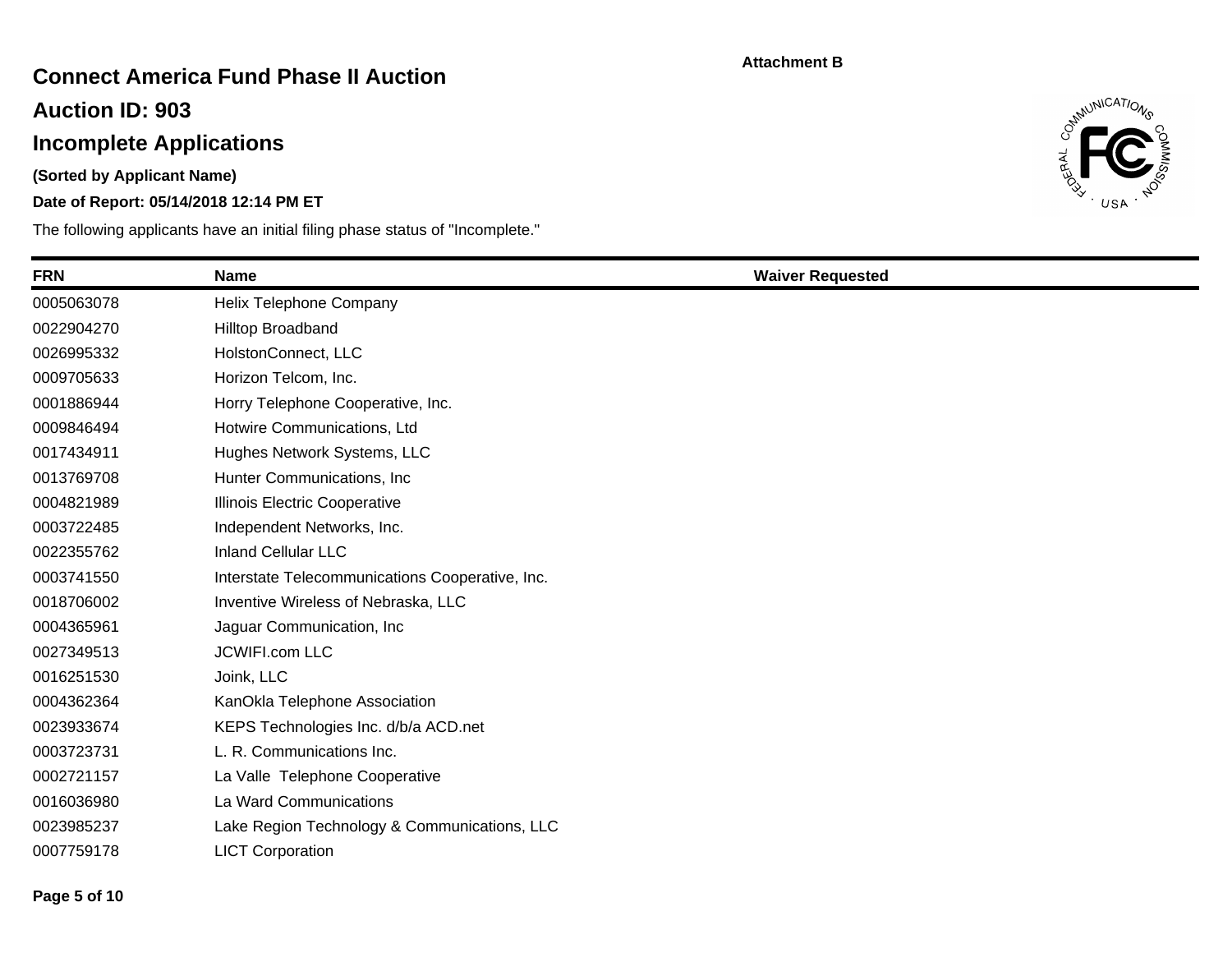Attachment B

# Connect America Fund Phase II Auction

## Auction ID: 903

## Incomplete Applications

**(Sorted by Applicant Name)**

**Date of Report: 05/14/2018 12:14 PM ET**

The following applicants have an initial filing phase status of "Incomplete."

| FRN | Name | Waiver Requested |
|---|---|---|
| 0005063078 | Helix Telephone Company | |
| 0022904270 | Hilltop Broadband | |
| 0026995332 | HolstonConnect, LLC | |
| 0009705633 | Horizon Telcom, Inc. | |
| 0001886944 | Horry Telephone Cooperative, Inc. | |
| 0009846494 | Hotwire Communications, Ltd | |
| 0017434911 | Hughes Network Systems, LLC | |
| 0013769708 | Hunter Communications, Inc | |
| 0004821989 | Illinois Electric Cooperative | |
| 0003722485 | Independent Networks, Inc. | |
| 0022355762 | Inland Cellular LLC | |
| 0003741550 | Interstate Telecommunications Cooperative, Inc. | |
| 0018706002 | Inventive Wireless of Nebraska, LLC | |
| 0004365961 | Jaguar Communication, Inc | |
| 0027349513 | JCWIFI.com LLC | |
| 0016251530 | Joink, LLC | |
| 0004362364 | KanOkla Telephone Association | |
| 0023933674 | KEPS Technologies Inc. d/b/a ACD.net | |
| 0003723731 | L. R. Communications Inc. | |
| 0002721157 | La Valle Telephone Cooperative | |
| 0016036980 | La Ward Communications | |
| 0023985237 | Lake Region Technology & Communications, LLC | |
| 0007759178 | LICT Corporation | |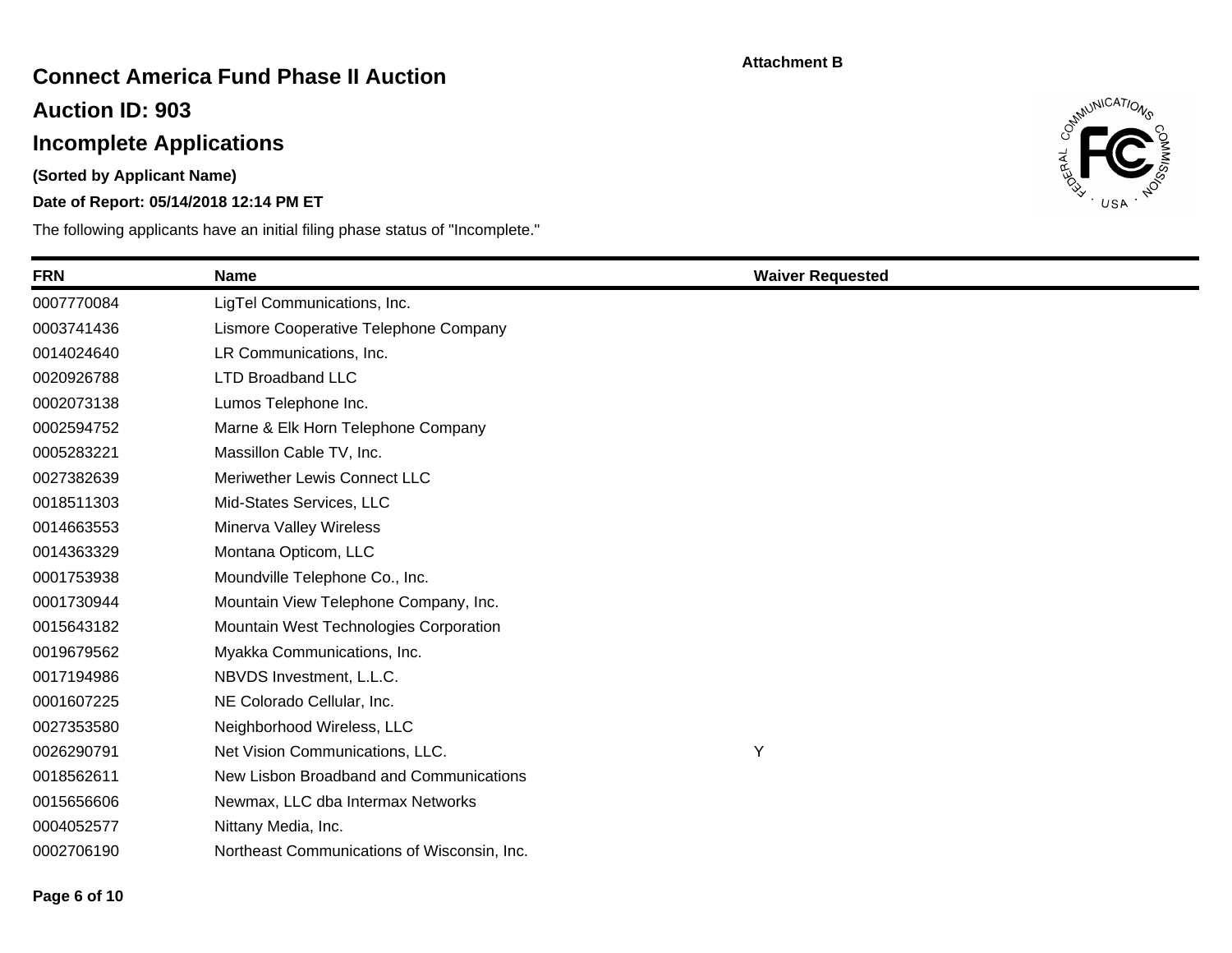**Attachment B**

# Connect America Fund Phase II Auction

## Auction ID: 903

## Incomplete Applications

**(Sorted by Applicant Name)**

**Date of Report: 05/14/2018 12:14 PM ET**

The following applicants have an initial filing phase status of "Incomplete."

| FRN | Name | Waiver Requested |
|---|---|---|
| 0007770084 | LigTel Communications, Inc. | |
| 0003741436 | Lismore Cooperative Telephone Company | |
| 0014024640 | LR Communications, Inc. | |
| 0020926788 | LTD Broadband LLC | |
| 0002073138 | Lumos Telephone Inc. | |
| 0002594752 | Marne & Elk Horn Telephone Company | |
| 0005283221 | Massillon Cable TV, Inc. | |
| 0027382639 | Meriwether Lewis Connect LLC | |
| 0018511303 | Mid-States Services, LLC | |
| 0014663553 | Minerva Valley Wireless | |
| 0014363329 | Montana Opticom, LLC | |
| 0001753938 | Moundville Telephone Co., Inc. | |
| 0001730944 | Mountain View Telephone Company, Inc. | |
| 0015643182 | Mountain West Technologies Corporation | |
| 0019679562 | Myakka Communications, Inc. | |
| 0017194986 | NBVDS Investment, L.L.C. | |
| 0001607225 | NE Colorado Cellular, Inc. | |
| 0027353580 | Neighborhood Wireless, LLC | |
| 0026290791 | Net Vision Communications, LLC. | Y |
| 0018562611 | New Lisbon Broadband and Communications | |
| 0015656606 | Newmax, LLC dba Intermax Networks | |
| 0004052577 | Nittany Media, Inc. | |
| 0002706190 | Northeast Communications of Wisconsin, Inc. | |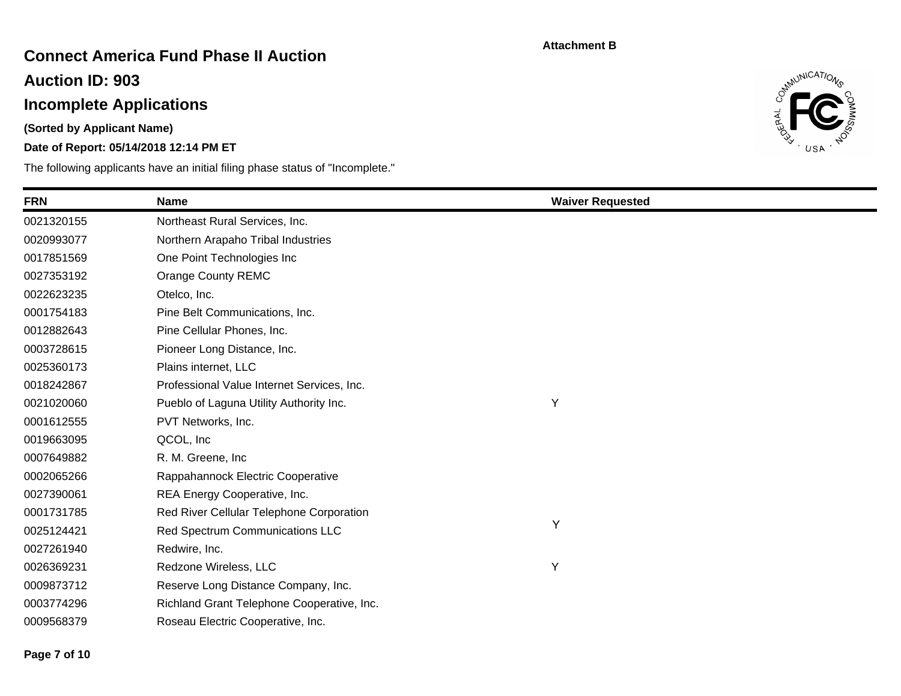Attachment B

# Connect America Fund Phase II Auction

## Auction ID: 903

## Incomplete Applications

**(Sorted by Applicant Name)**

**Date of Report: 05/14/2018 12:14 PM ET**

The following applicants have an initial filing phase status of "Incomplete."

| FRN | Name | Waiver Requested |
|---|---|---|
| 0021320155 | Northeast Rural Services, Inc. | |
| 0020993077 | Northern Arapaho Tribal Industries | |
| 0017851569 | One Point Technologies Inc | |
| 0027353192 | Orange County REMC | |
| 0022623235 | Otelco, Inc. | |
| 0001754183 | Pine Belt Communications, Inc. | |
| 0012882643 | Pine Cellular Phones, Inc. | |
| 0003728615 | Pioneer Long Distance, Inc. | |
| 0025360173 | Plains internet, LLC | |
| 0018242867 | Professional Value Internet Services, Inc. | |
| 0021020060 | Pueblo of Laguna Utility Authority Inc. | Y |
| 0001612555 | PVT Networks, Inc. | |
| 0019663095 | QCOL, Inc | |
| 0007649882 | R. M. Greene, Inc | |
| 0002065266 | Rappahannock Electric Cooperative | |
| 0027390061 | REA Energy Cooperative, Inc. | |
| 0001731785 | Red River Cellular Telephone Corporation | |
| 0025124421 | Red Spectrum Communications LLC | Y |
| 0027261940 | Redwire, Inc. | |
| 0026369231 | Redzone Wireless, LLC | Y |
| 0009873712 | Reserve Long Distance Company, Inc. | |
| 0003774296 | Richland Grant Telephone Cooperative, Inc. | |
| 0009568379 | Roseau Electric Cooperative, Inc. | |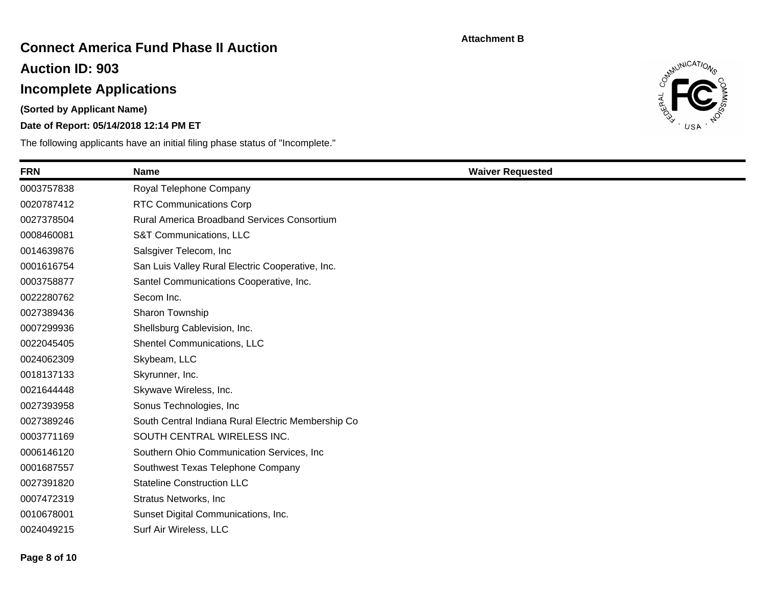Attachment B

# Connect America Fund Phase II Auction

## Auction ID: 903

## Incomplete Applications

**(Sorted by Applicant Name)**

**Date of Report: 05/14/2018 12:14 PM ET**

The following applicants have an initial filing phase status of "Incomplete."

| FRN | Name | Waiver Requested |
|---|---|---|
| 0003757838 | Royal Telephone Company | |
| 0020787412 | RTC Communications Corp | |
| 0027378504 | Rural America Broadband Services Consortium | |
| 0008460081 | S&T Communications, LLC | |
| 0014639876 | Salsgiver Telecom, Inc | |
| 0001616754 | San Luis Valley Rural Electric Cooperative, Inc. | |
| 0003758877 | Santel Communications Cooperative, Inc. | |
| 0022280762 | Secom Inc. | |
| 0027389436 | Sharon Township | |
| 0007299936 | Shellsburg Cablevision, Inc. | |
| 0022045405 | Shentel Communications, LLC | |
| 0024062309 | Skybeam, LLC | |
| 0018137133 | Skyrunner, Inc. | |
| 0021644448 | Skywave Wireless, Inc. | |
| 0027393958 | Sonus Technologies, Inc | |
| 0027389246 | South Central Indiana Rural Electric Membership Co | |
| 0003771169 | SOUTH CENTRAL WIRELESS INC. | |
| 0006146120 | Southern Ohio Communication Services, Inc | |
| 0001687557 | Southwest Texas Telephone Company | |
| 0027391820 | Stateline Construction LLC | |
| 0007472319 | Stratus Networks, Inc | |
| 0010678001 | Sunset Digital Communications, Inc. | |
| 0024049215 | Surf Air Wireless, LLC | |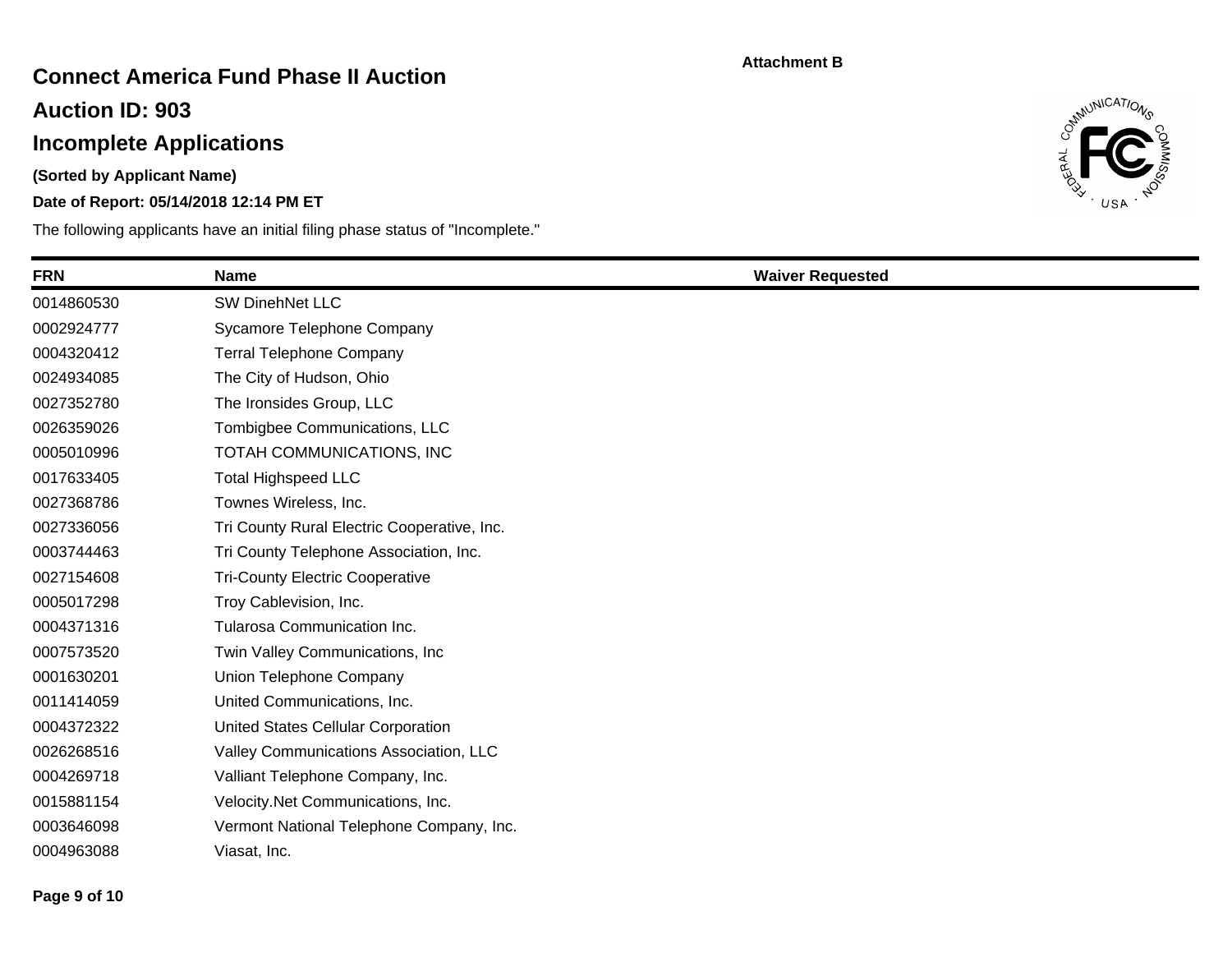Attachment B

# Connect America Fund Phase II Auction

## Auction ID: 903

## Incomplete Applications

**(Sorted by Applicant Name)**

**Date of Report: 05/14/2018 12:14 PM ET**

The following applicants have an initial filing phase status of "Incomplete."

| FRN | Name | Waiver Requested |
|---|---|---|
| 0014860530 | SW DinehNet LLC | |
| 0002924777 | Sycamore Telephone Company | |
| 0004320412 | Terral Telephone Company | |
| 0024934085 | The City of Hudson, Ohio | |
| 0027352780 | The Ironsides Group, LLC | |
| 0026359026 | Tombigbee Communications, LLC | |
| 0005010996 | TOTAH COMMUNICATIONS, INC | |
| 0017633405 | Total Highspeed LLC | |
| 0027368786 | Townes Wireless, Inc. | |
| 0027336056 | Tri County Rural Electric Cooperative, Inc. | |
| 0003744463 | Tri County Telephone Association, Inc. | |
| 0027154608 | Tri-County Electric Cooperative | |
| 0005017298 | Troy Cablevision, Inc. | |
| 0004371316 | Tularosa Communication Inc. | |
| 0007573520 | Twin Valley Communications, Inc | |
| 0001630201 | Union Telephone Company | |
| 0011414059 | United Communications, Inc. | |
| 0004372322 | United States Cellular Corporation | |
| 0026268516 | Valley Communications Association, LLC | |
| 0004269718 | Valliant Telephone Company, Inc. | |
| 0015881154 | Velocity.Net Communications, Inc. | |
| 0003646098 | Vermont National Telephone Company, Inc. | |
| 0004963088 | Viasat, Inc. | |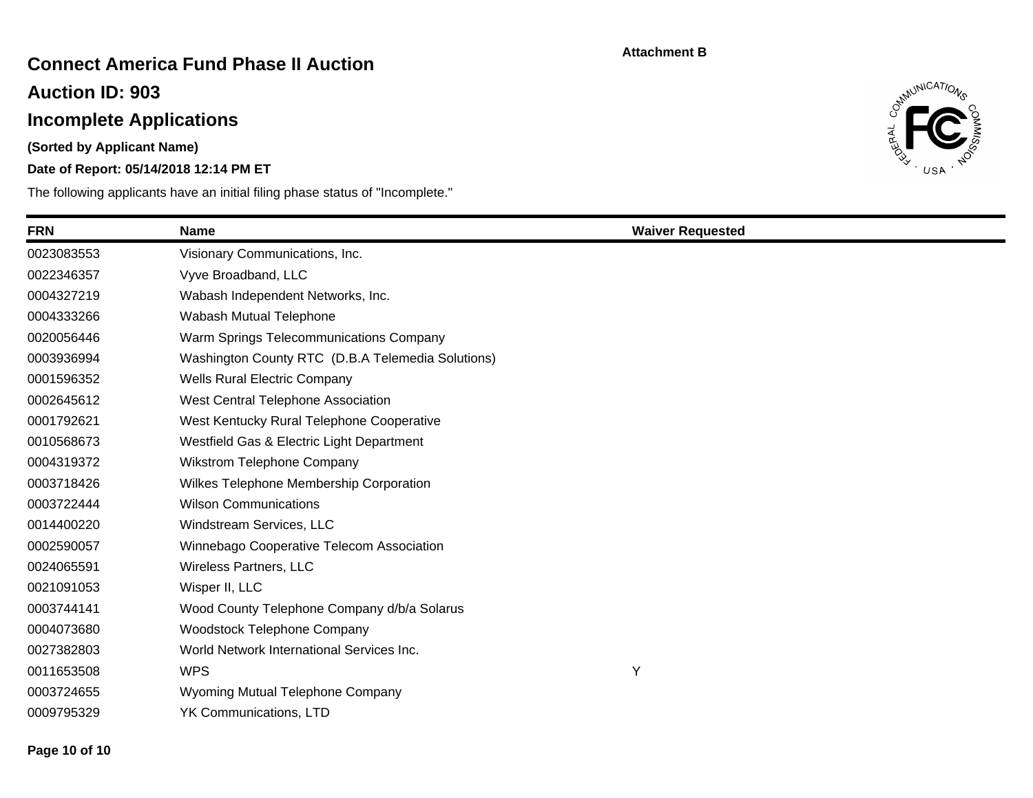Attachment B

# Connect America Fund Phase II Auction

## Auction ID: 903

## Incomplete Applications

**(Sorted by Applicant Name)**

**Date of Report: 05/14/2018 12:14 PM ET**

The following applicants have an initial filing phase status of "Incomplete."

| FRN | Name | Waiver Requested |
|---|---|---|
| 0023083553 | Visionary Communications, Inc. | |
| 0022346357 | Vyve Broadband, LLC | |
| 0004327219 | Wabash Independent Networks, Inc. | |
| 0004333266 | Wabash Mutual Telephone | |
| 0020056446 | Warm Springs Telecommunications Company | |
| 0003936994 | Washington County RTC (D.B.A Telemedia Solutions) | |
| 0001596352 | Wells Rural Electric Company | |
| 0002645612 | West Central Telephone Association | |
| 0001792621 | West Kentucky Rural Telephone Cooperative | |
| 0010568673 | Westfield Gas & Electric Light Department | |
| 0004319372 | Wikstrom Telephone Company | |
| 0003718426 | Wilkes Telephone Membership Corporation | |
| 0003722444 | Wilson Communications | |
| 0014400220 | Windstream Services, LLC | |
| 0002590057 | Winnebago Cooperative Telecom Association | |
| 0024065591 | Wireless Partners, LLC | |
| 0021091053 | Wisper II, LLC | |
| 0003744141 | Wood County Telephone Company d/b/a Solarus | |
| 0004073680 | Woodstock Telephone Company | |
| 0027382803 | World Network International Services Inc. | |
| 0011653508 | WPS | Y |
| 0003724655 | Wyoming Mutual Telephone Company | |
| 0009795329 | YK Communications, LTD | |